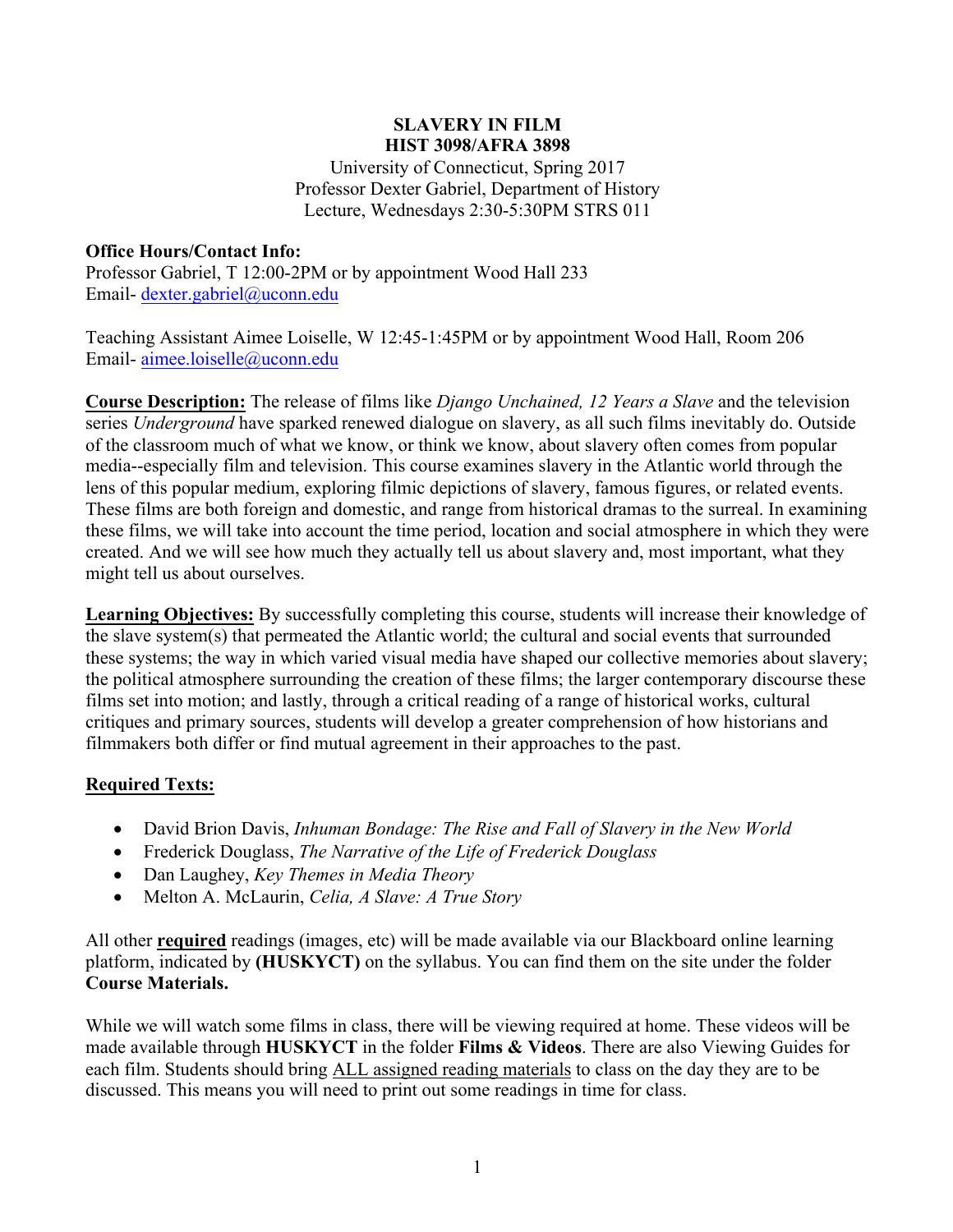# SLAVERY IN FILM
## HIST 3098/AFRA 3898

University of Connecticut, Spring 2017
Professor Dexter Gabriel, Department of History
Lecture, Wednesdays 2:30-5:30PM STRS 011

**Office Hours/Contact Info:**
Professor Gabriel, T 12:00-2PM or by appointment Wood Hall 233
Email- dexter.gabriel@uconn.edu

Teaching Assistant Aimee Loiselle, W 12:45-1:45PM or by appointment Wood Hall, Room 206
Email- aimee.loiselle@uconn.edu

**Course Description:** The release of films like *Django Unchained, 12 Years a Slave* and the television series *Underground* have sparked renewed dialogue on slavery, as all such films inevitably do. Outside of the classroom much of what we know, or think we know, about slavery often comes from popular media--especially film and television. This course examines slavery in the Atlantic world through the lens of this popular medium, exploring filmic depictions of slavery, famous figures, or related events. These films are both foreign and domestic, and range from historical dramas to the surreal. In examining these films, we will take into account the time period, location and social atmosphere in which they were created. And we will see how much they actually tell us about slavery and, most important, what they might tell us about ourselves.

**Learning Objectives:** By successfully completing this course, students will increase their knowledge of the slave system(s) that permeated the Atlantic world; the cultural and social events that surrounded these systems; the way in which varied visual media have shaped our collective memories about slavery; the political atmosphere surrounding the creation of these films; the larger contemporary discourse these films set into motion; and lastly, through a critical reading of a range of historical works, cultural critiques and primary sources, students will develop a greater comprehension of how historians and filmmakers both differ or find mutual agreement in their approaches to the past.

**Required Texts:**

- David Brion Davis, *Inhuman Bondage: The Rise and Fall of Slavery in the New World*
- Frederick Douglass, *The Narrative of the Life of Frederick Douglass*
- Dan Laughey, *Key Themes in Media Theory*
- Melton A. McLaurin, *Celia, A Slave: A True Story*

All other **required** readings (images, etc) will be made available via our Blackboard online learning platform, indicated by **(HUSKYCT)** on the syllabus. You can find them on the site under the folder **Course Materials.**

While we will watch some films in class, there will be viewing required at home. These videos will be made available through **HUSKYCT** in the folder **Films & Videos**. There are also Viewing Guides for each film. Students should bring ALL assigned reading materials to class on the day they are to be discussed. This means you will need to print out some readings in time for class.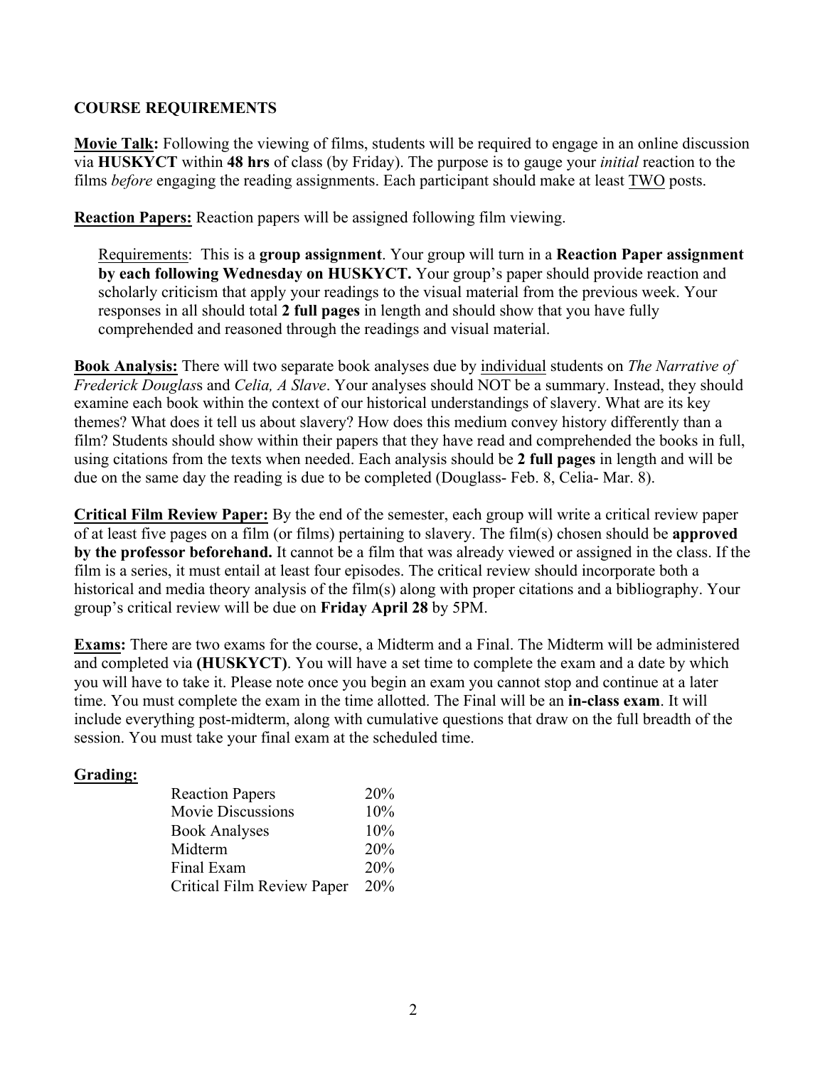## COURSE REQUIREMENTS

**Movie Talk:** Following the viewing of films, students will be required to engage in an online discussion via **HUSKYCT** within **48 hrs** of class (by Friday). The purpose is to gauge your *initial* reaction to the films *before* engaging the reading assignments. Each participant should make at least TWO posts.

**Reaction Papers:** Reaction papers will be assigned following film viewing.

> Requirements: This is a **group assignment**. Your group will turn in a **Reaction Paper assignment by each following Wednesday on HUSKYCT.** Your group's paper should provide reaction and scholarly criticism that apply your readings to the visual material from the previous week. Your responses in all should total **2 full pages** in length and should show that you have fully comprehended and reasoned through the readings and visual material.

**Book Analysis:** There will two separate book analyses due by individual students on *The Narrative of Frederick Douglass* and *Celia, A Slave*. Your analyses should NOT be a summary. Instead, they should examine each book within the context of our historical understandings of slavery. What are its key themes? What does it tell us about slavery? How does this medium convey history differently than a film? Students should show within their papers that they have read and comprehended the books in full, using citations from the texts when needed. Each analysis should be **2 full pages** in length and will be due on the same day the reading is due to be completed (Douglass- Feb. 8, Celia- Mar. 8).

**Critical Film Review Paper:** By the end of the semester, each group will write a critical review paper of at least five pages on a film (or films) pertaining to slavery. The film(s) chosen should be **approved by the professor beforehand.** It cannot be a film that was already viewed or assigned in the class. If the film is a series, it must entail at least four episodes. The critical review should incorporate both a historical and media theory analysis of the film(s) along with proper citations and a bibliography. Your group's critical review will be due on **Friday April 28** by 5PM.

**Exams:** There are two exams for the course, a Midterm and a Final. The Midterm will be administered and completed via **(HUSKYCT)**. You will have a set time to complete the exam and a date by which you will have to take it. Please note once you begin an exam you cannot stop and continue at a later time. You must complete the exam in the time allotted. The Final will be an **in-class exam**. It will include everything post-midterm, along with cumulative questions that draw on the full breadth of the session. You must take your final exam at the scheduled time.

**Grading:**

| | |
|---|---|
| Reaction Papers | 20% |
| Movie Discussions | 10% |
| Book Analyses | 10% |
| Midterm | 20% |
| Final Exam | 20% |
| Critical Film Review Paper | 20% |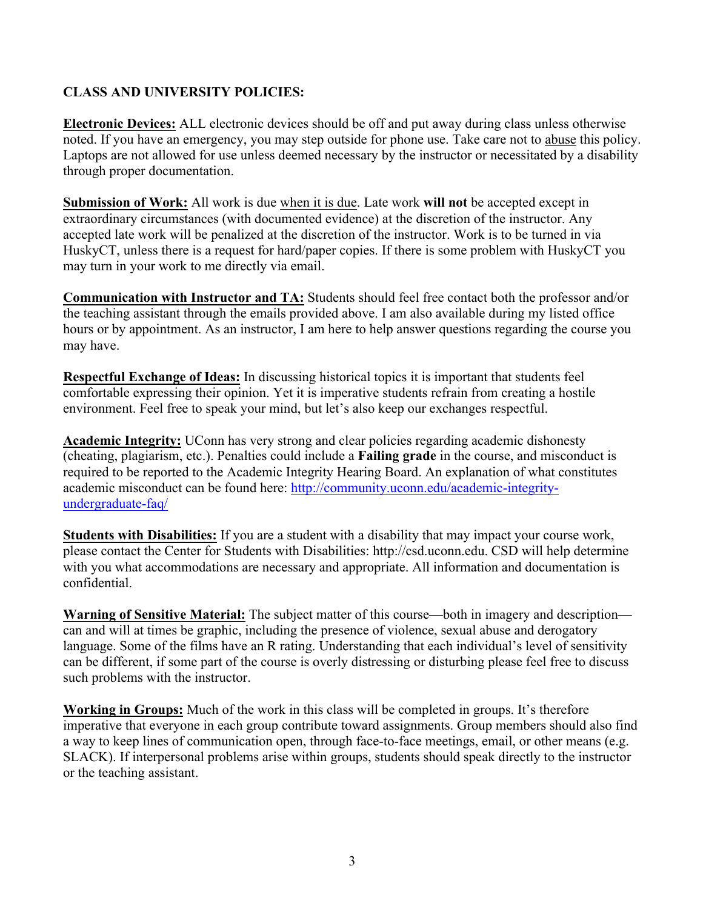**CLASS AND UNIVERSITY POLICIES:**

**Electronic Devices:** ALL electronic devices should be off and put away during class unless otherwise noted. If you have an emergency, you may step outside for phone use. Take care not to abuse this policy. Laptops are not allowed for use unless deemed necessary by the instructor or necessitated by a disability through proper documentation.

**Submission of Work:** All work is due when it is due. Late work **will not** be accepted except in extraordinary circumstances (with documented evidence) at the discretion of the instructor. Any accepted late work will be penalized at the discretion of the instructor. Work is to be turned in via HuskyCT, unless there is a request for hard/paper copies. If there is some problem with HuskyCT you may turn in your work to me directly via email.

**Communication with Instructor and TA:** Students should feel free contact both the professor and/or the teaching assistant through the emails provided above. I am also available during my listed office hours or by appointment. As an instructor, I am here to help answer questions regarding the course you may have.

**Respectful Exchange of Ideas:** In discussing historical topics it is important that students feel comfortable expressing their opinion. Yet it is imperative students refrain from creating a hostile environment. Feel free to speak your mind, but let's also keep our exchanges respectful.

**Academic Integrity:** UConn has very strong and clear policies regarding academic dishonesty (cheating, plagiarism, etc.). Penalties could include a **Failing grade** in the course, and misconduct is required to be reported to the Academic Integrity Hearing Board. An explanation of what constitutes academic misconduct can be found here: http://community.uconn.edu/academic-integrity-undergraduate-faq/

**Students with Disabilities:** If you are a student with a disability that may impact your course work, please contact the Center for Students with Disabilities: http://csd.uconn.edu. CSD will help determine with you what accommodations are necessary and appropriate. All information and documentation is confidential.

**Warning of Sensitive Material:** The subject matter of this course—both in imagery and description—can and will at times be graphic, including the presence of violence, sexual abuse and derogatory language. Some of the films have an R rating. Understanding that each individual's level of sensitivity can be different, if some part of the course is overly distressing or disturbing please feel free to discuss such problems with the instructor.

**Working in Groups:** Much of the work in this class will be completed in groups. It's therefore imperative that everyone in each group contribute toward assignments. Group members should also find a way to keep lines of communication open, through face-to-face meetings, email, or other means (e.g. SLACK). If interpersonal problems arise within groups, students should speak directly to the instructor or the teaching assistant.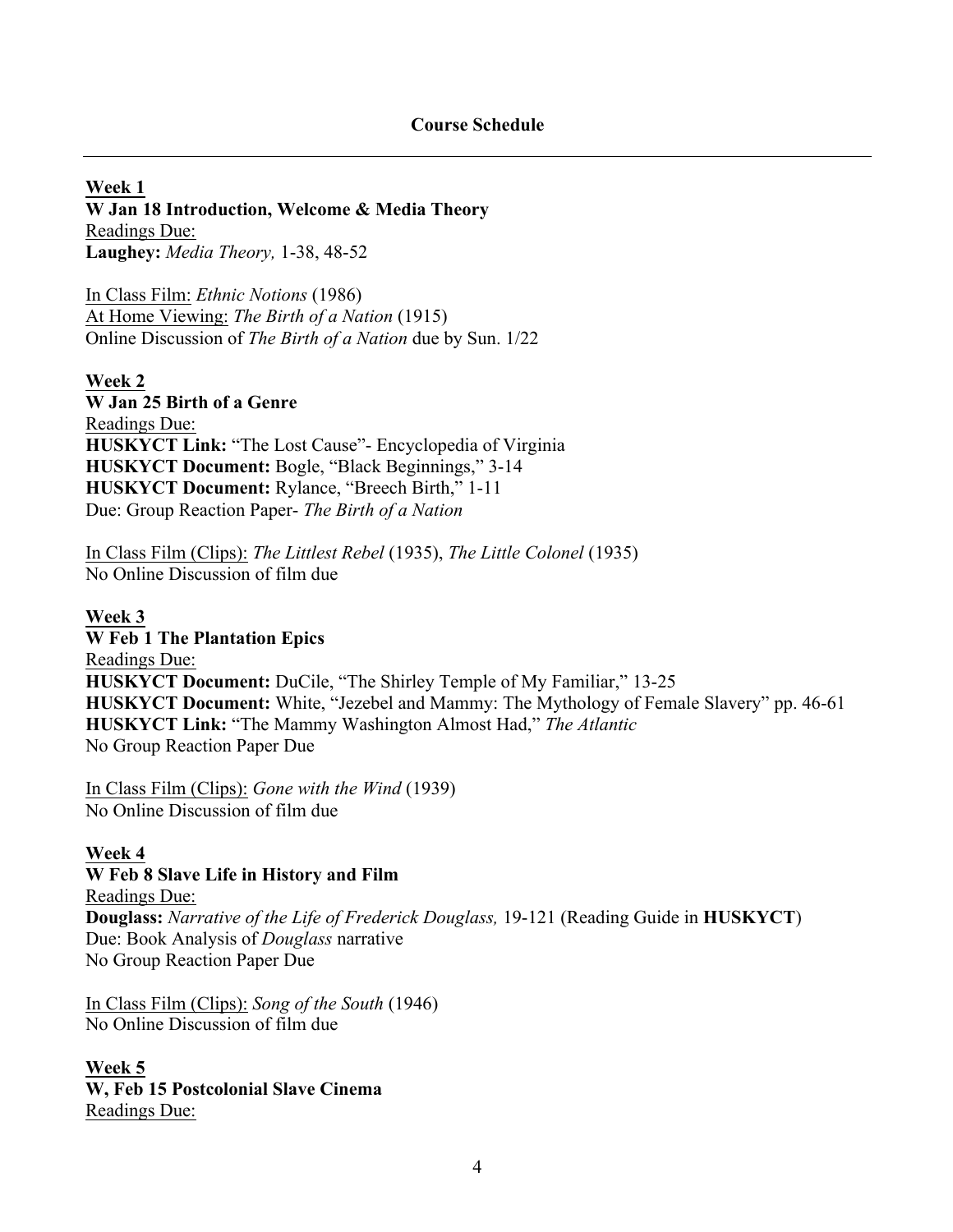## Course Schedule

---

**Week 1**
**W Jan 18 Introduction, Welcome & Media Theory**
Readings Due:
**Laughey:** *Media Theory,* 1-38, 48-52

In Class Film: *Ethnic Notions* (1986)
At Home Viewing: *The Birth of a Nation* (1915)
Online Discussion of *The Birth of a Nation* due by Sun. 1/22

**Week 2**
**W Jan 25 Birth of a Genre**
Readings Due:
**HUSKYCT Link:** "The Lost Cause"- Encyclopedia of Virginia
**HUSKYCT Document:** Bogle, "Black Beginnings," 3-14
**HUSKYCT Document:** Rylance, "Breech Birth," 1-11
Due: Group Reaction Paper- *The Birth of a Nation*

In Class Film (Clips): *The Littlest Rebel* (1935), *The Little Colonel* (1935)
No Online Discussion of film due

**Week 3**
**W Feb 1 The Plantation Epics**
Readings Due:
**HUSKYCT Document:** DuCile, "The Shirley Temple of My Familiar," 13-25
**HUSKYCT Document:** White, "Jezebel and Mammy: The Mythology of Female Slavery" pp. 46-61
**HUSKYCT Link:** "The Mammy Washington Almost Had," *The Atlantic*
No Group Reaction Paper Due

In Class Film (Clips): *Gone with the Wind* (1939)
No Online Discussion of film due

**Week 4**
**W Feb 8 Slave Life in History and Film**
Readings Due:
**Douglass:** *Narrative of the Life of Frederick Douglass,* 19-121 (Reading Guide in **HUSKYCT**)
Due: Book Analysis of *Douglass* narrative
No Group Reaction Paper Due

In Class Film (Clips): *Song of the South* (1946)
No Online Discussion of film due

**Week 5**
**W, Feb 15 Postcolonial Slave Cinema**
Readings Due: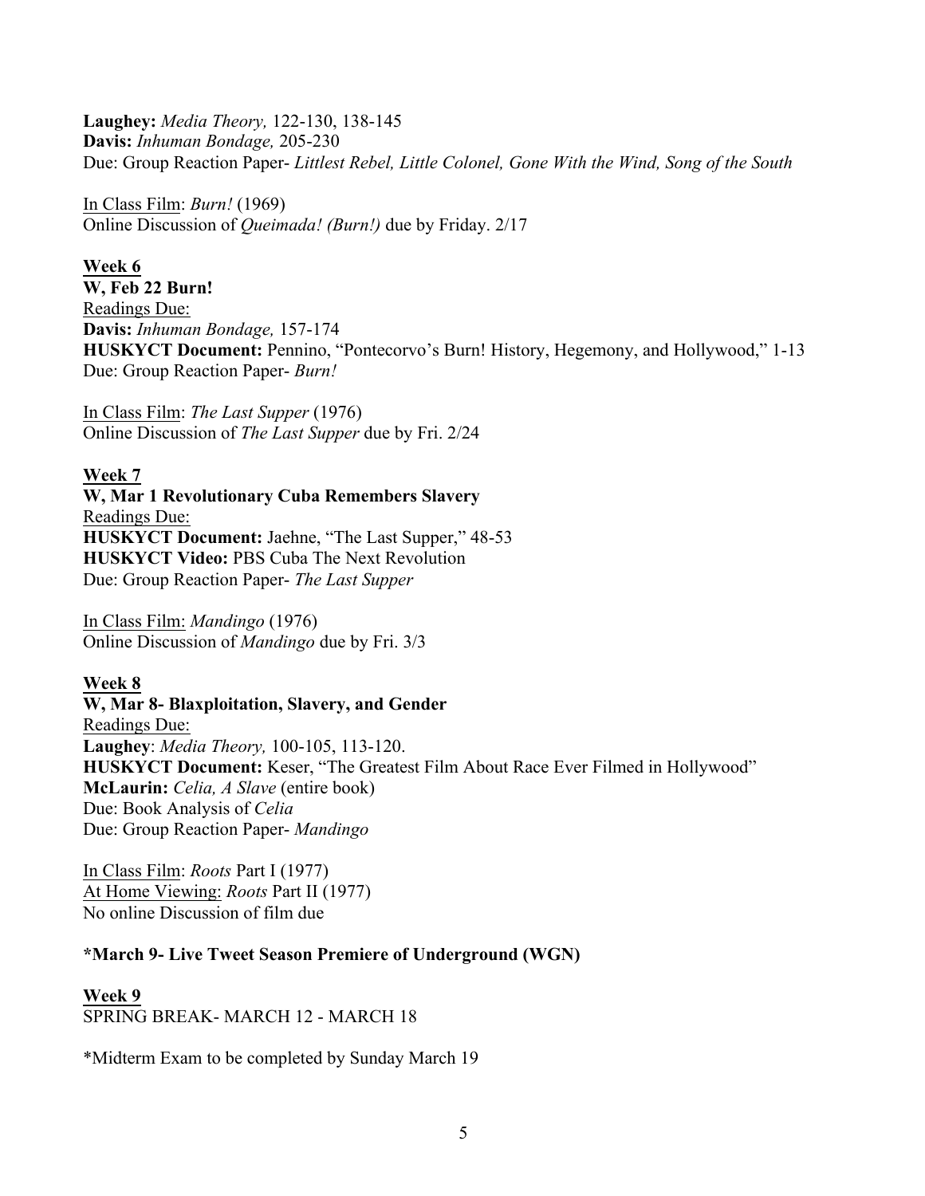**Laughey:** *Media Theory,* 122-130, 138-145
**Davis:** *Inhuman Bondage,* 205-230
Due: Group Reaction Paper- *Littlest Rebel, Little Colonel, Gone With the Wind, Song of the South*

In Class Film: *Burn!* (1969)
Online Discussion of *Queimada! (Burn!)* due by Friday. 2/17

**Week 6**
**W, Feb 22 Burn!**
Readings Due:
**Davis:** *Inhuman Bondage,* 157-174
**HUSKYCT Document:** Pennino, "Pontecorvo's Burn! History, Hegemony, and Hollywood," 1-13
Due: Group Reaction Paper- *Burn!*

In Class Film: *The Last Supper* (1976)
Online Discussion of *The Last Supper* due by Fri. 2/24

**Week 7**
**W, Mar 1 Revolutionary Cuba Remembers Slavery**
Readings Due:
**HUSKYCT Document:** Jaehne, "The Last Supper," 48-53
**HUSKYCT Video:** PBS Cuba The Next Revolution
Due: Group Reaction Paper- *The Last Supper*

In Class Film: *Mandingo* (1976)
Online Discussion of *Mandingo* due by Fri. 3/3

**Week 8**
**W, Mar 8- Blaxploitation, Slavery, and Gender**
Readings Due:
**Laughey**: *Media Theory,* 100-105, 113-120.
**HUSKYCT Document:** Keser, "The Greatest Film About Race Ever Filmed in Hollywood"
**McLaurin:** *Celia, A Slave* (entire book)
Due: Book Analysis of *Celia*
Due: Group Reaction Paper- *Mandingo*

In Class Film: *Roots* Part I (1977)
At Home Viewing: *Roots* Part II (1977)
No online Discussion of film due

**\*March 9- Live Tweet Season Premiere of Underground (WGN)**

**Week 9**
SPRING BREAK- MARCH 12 - MARCH 18

\*Midterm Exam to be completed by Sunday March 19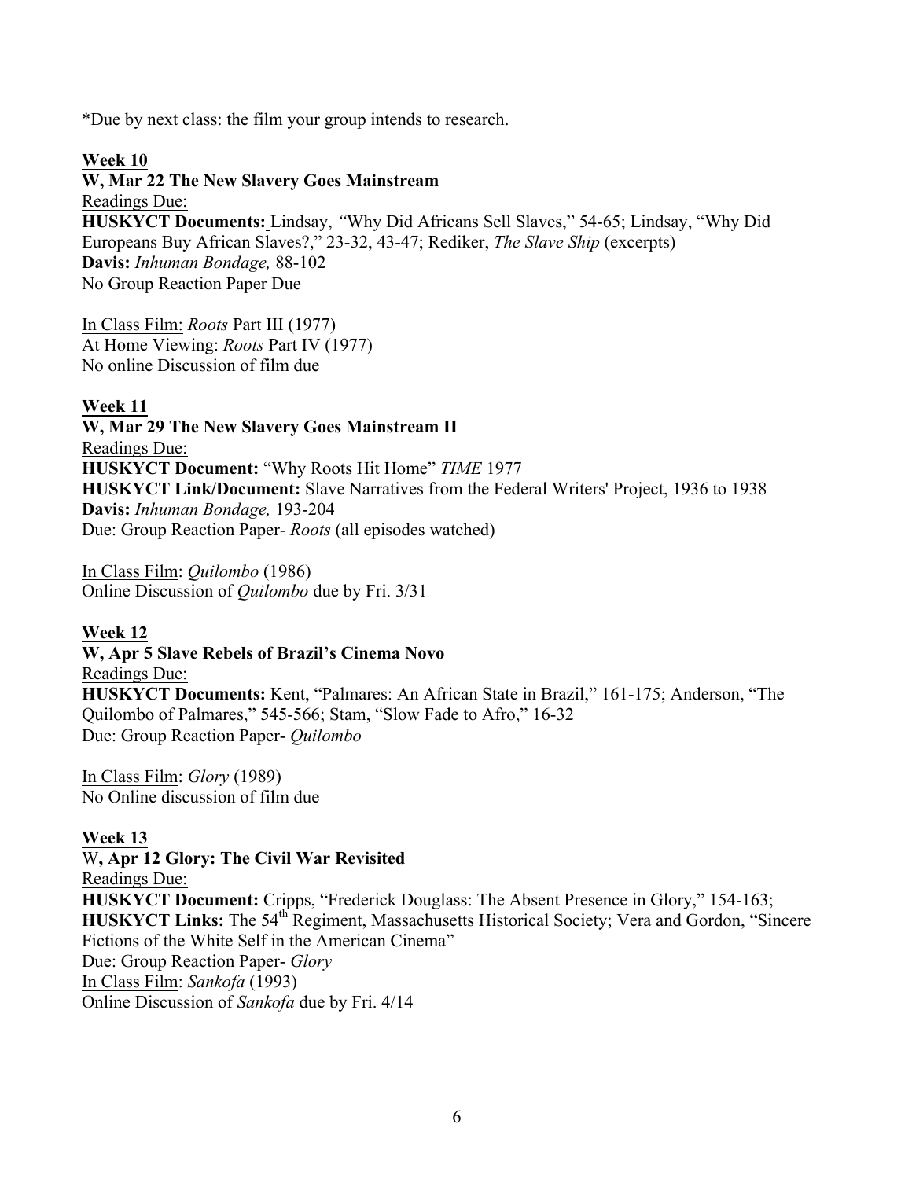*Due by next class: the film your group intends to research.

**Week 10**

**W, Mar 22 The New Slavery Goes Mainstream**

Readings Due:

**HUSKYCT Documents:** Lindsay, "Why Did Africans Sell Slaves," 54-65; Lindsay, "Why Did Europeans Buy African Slaves?," 23-32, 43-47; Rediker, *The Slave Ship* (excerpts)

**Davis:** *Inhuman Bondage,* 88-102

No Group Reaction Paper Due

In Class Film: *Roots* Part III (1977)

At Home Viewing: *Roots* Part IV (1977)

No online Discussion of film due

**Week 11**

**W, Mar 29 The New Slavery Goes Mainstream II**

Readings Due:

**HUSKYCT Document:** "Why Roots Hit Home" *TIME* 1977

**HUSKYCT Link/Document:** Slave Narratives from the Federal Writers' Project, 1936 to 1938

**Davis:** *Inhuman Bondage,* 193-204

Due: Group Reaction Paper- *Roots* (all episodes watched)

In Class Film: *Quilombo* (1986)

Online Discussion of *Quilombo* due by Fri. 3/31

**Week 12**

**W, Apr 5 Slave Rebels of Brazil's Cinema Novo**

Readings Due:

**HUSKYCT Documents:** Kent, "Palmares: An African State in Brazil," 161-175; Anderson, "The Quilombo of Palmares," 545-566; Stam, "Slow Fade to Afro," 16-32

Due: Group Reaction Paper- *Quilombo*

In Class Film: *Glory* (1989)

No Online discussion of film due

**Week 13**

W**, Apr 12 Glory: The Civil War Revisited**

Readings Due:

**HUSKYCT Document:** Cripps, "Frederick Douglass: The Absent Presence in Glory," 154-163;

**HUSKYCT Links:** The 54th Regiment, Massachusetts Historical Society; Vera and Gordon, "Sincere Fictions of the White Self in the American Cinema"

Due: Group Reaction Paper- *Glory*

In Class Film: *Sankofa* (1993)

Online Discussion of *Sankofa* due by Fri. 4/14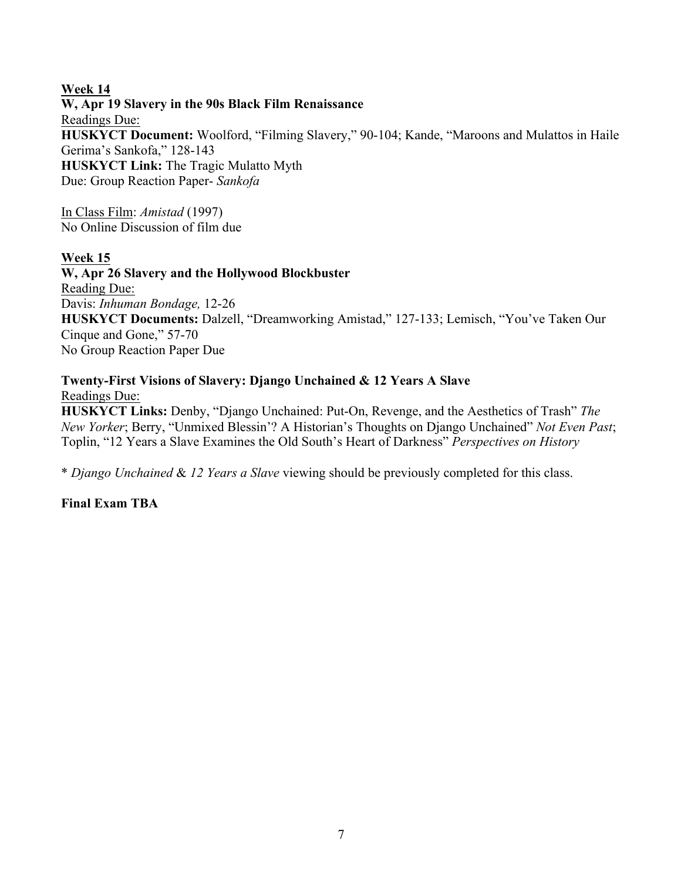**<u>Week 14</u>**

**W, Apr 19 Slavery in the 90s Black Film Renaissance**

<u>Readings Due:</u>

**HUSKYCT Document:** Woolford, "Filming Slavery," 90-104; Kande, "Maroons and Mulattos in Haile Gerima's Sankofa," 128-143

**HUSKYCT Link:** The Tragic Mulatto Myth

Due: Group Reaction Paper- *Sankofa*

<u>In Class Film</u>: *Amistad* (1997)

No Online Discussion of film due

**<u>Week 15</u>**

**W, Apr 26 Slavery and the Hollywood Blockbuster**

<u>Reading Due:</u>

Davis: *Inhuman Bondage,* 12-26

**HUSKYCT Documents:** Dalzell, "Dreamworking Amistad," 127-133; Lemisch, "You've Taken Our Cinque and Gone," 57-70

No Group Reaction Paper Due

**Twenty-First Visions of Slavery: Django Unchained & 12 Years A Slave**

<u>Readings Due:</u>

**HUSKYCT Links:** Denby, "Django Unchained: Put-On, Revenge, and the Aesthetics of Trash" *The New Yorker*; Berry, "Unmixed Blessin'? A Historian's Thoughts on Django Unchained" *Not Even Past*; Toplin, "12 Years a Slave Examines the Old South's Heart of Darkness" *Perspectives on History*

\* *Django Unchained* & *12 Years a Slave* viewing should be previously completed for this class.

**Final Exam TBA**